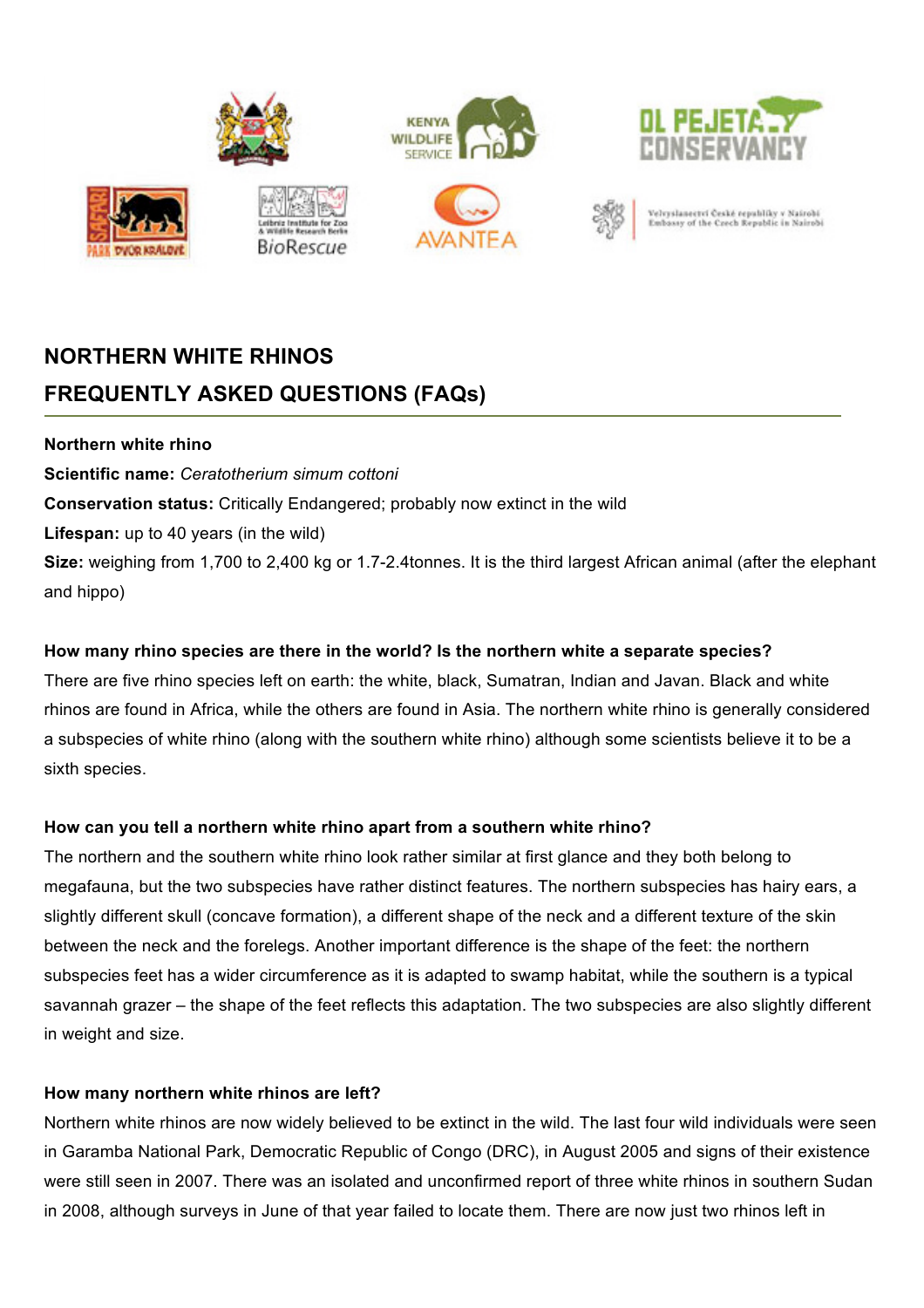# NORTHERN WHITE RHINOS
# FREQUENTLY ASKED QUESTIONS (FAQs)

**Northern white rhino**

**Scientific name:** *Ceratotherium simum cottoni*

**Conservation status:** Critically Endangered; probably now extinct in the wild

**Lifespan:** up to 40 years (in the wild)

**Size:** weighing from 1,700 to 2,400 kg or 1.7-2.4tonnes. It is the third largest African animal (after the elephant and hippo)

**How many rhino species are there in the world? Is the northern white a separate species?**

There are five rhino species left on earth: the white, black, Sumatran, Indian and Javan. Black and white rhinos are found in Africa, while the others are found in Asia. The northern white rhino is generally considered a subspecies of white rhino (along with the southern white rhino) although some scientists believe it to be a sixth species.

**How can you tell a northern white rhino apart from a southern white rhino?**

The northern and the southern white rhino look rather similar at first glance and they both belong to megafauna, but the two subspecies have rather distinct features. The northern subspecies has hairy ears, a slightly different skull (concave formation), a different shape of the neck and a different texture of the skin between the neck and the forelegs. Another important difference is the shape of the feet: the northern subspecies feet has a wider circumference as it is adapted to swamp habitat, while the southern is a typical savannah grazer – the shape of the feet reflects this adaptation. The two subspecies are also slightly different in weight and size.

**How many northern white rhinos are left?**

Northern white rhinos are now widely believed to be extinct in the wild. The last four wild individuals were seen in Garamba National Park, Democratic Republic of Congo (DRC), in August 2005 and signs of their existence were still seen in 2007. There was an isolated and unconfirmed report of three white rhinos in southern Sudan in 2008, although surveys in June of that year failed to locate them. There are now just two rhinos left in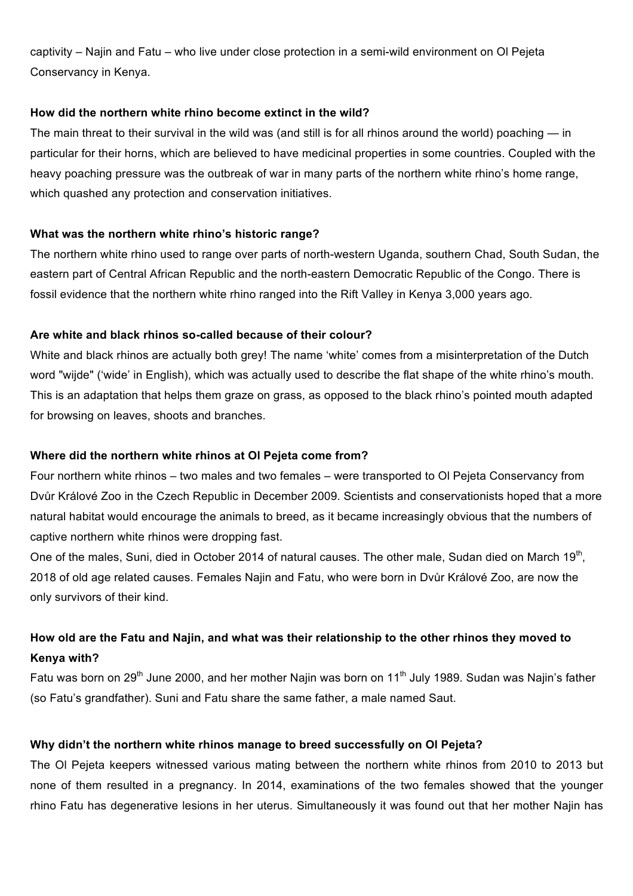captivity – Najin and Fatu – who live under close protection in a semi-wild environment on Ol Pejeta Conservancy in Kenya.

**How did the northern white rhino become extinct in the wild?**

The main threat to their survival in the wild was (and still is for all rhinos around the world) poaching — in particular for their horns, which are believed to have medicinal properties in some countries. Coupled with the heavy poaching pressure was the outbreak of war in many parts of the northern white rhino's home range, which quashed any protection and conservation initiatives.

**What was the northern white rhino's historic range?**

The northern white rhino used to range over parts of north-western Uganda, southern Chad, South Sudan, the eastern part of Central African Republic and the north-eastern Democratic Republic of the Congo. There is fossil evidence that the northern white rhino ranged into the Rift Valley in Kenya 3,000 years ago.

**Are white and black rhinos so-called because of their colour?**

White and black rhinos are actually both grey! The name 'white' comes from a misinterpretation of the Dutch word "wijde" ('wide' in English), which was actually used to describe the flat shape of the white rhino's mouth. This is an adaptation that helps them graze on grass, as opposed to the black rhino's pointed mouth adapted for browsing on leaves, shoots and branches.

**Where did the northern white rhinos at Ol Pejeta come from?**

Four northern white rhinos – two males and two females – were transported to Ol Pejeta Conservancy from Dvůr Králové Zoo in the Czech Republic in December 2009. Scientists and conservationists hoped that a more natural habitat would encourage the animals to breed, as it became increasingly obvious that the numbers of captive northern white rhinos were dropping fast.

One of the males, Suni, died in October 2014 of natural causes. The other male, Sudan died on March 19th, 2018 of old age related causes. Females Najin and Fatu, who were born in Dvůr Králové Zoo, are now the only survivors of their kind.

**How old are the Fatu and Najin, and what was their relationship to the other rhinos they moved to Kenya with?**

Fatu was born on 29th June 2000, and her mother Najin was born on 11th July 1989. Sudan was Najin's father (so Fatu's grandfather). Suni and Fatu share the same father, a male named Saut.

**Why didn't the northern white rhinos manage to breed successfully on Ol Pejeta?**

The Ol Pejeta keepers witnessed various mating between the northern white rhinos from 2010 to 2013 but none of them resulted in a pregnancy. In 2014, examinations of the two females showed that the younger rhino Fatu has degenerative lesions in her uterus. Simultaneously it was found out that her mother Najin has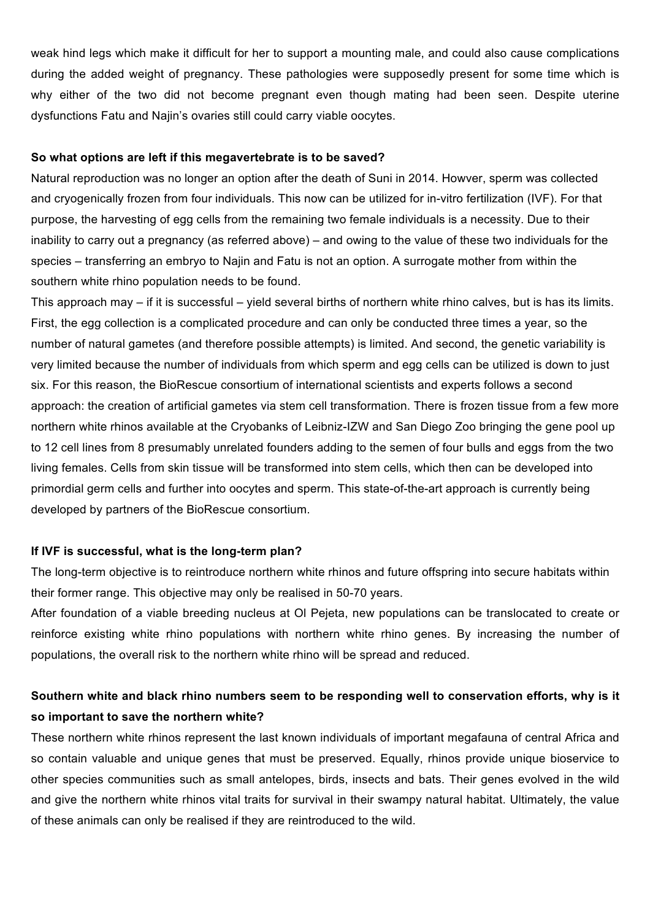weak hind legs which make it difficult for her to support a mounting male, and could also cause complications during the added weight of pregnancy. These pathologies were supposedly present for some time which is why either of the two did not become pregnant even though mating had been seen. Despite uterine dysfunctions Fatu and Najin's ovaries still could carry viable oocytes.

**So what options are left if this megavertebrate is to be saved?**

Natural reproduction was no longer an option after the death of Suni in 2014. Howver, sperm was collected and cryogenically frozen from four individuals. This now can be utilized for in-vitro fertilization (IVF). For that purpose, the harvesting of egg cells from the remaining two female individuals is a necessity. Due to their inability to carry out a pregnancy (as referred above) – and owing to the value of these two individuals for the species – transferring an embryo to Najin and Fatu is not an option. A surrogate mother from within the southern white rhino population needs to be found.

This approach may – if it is successful – yield several births of northern white rhino calves, but is has its limits. First, the egg collection is a complicated procedure and can only be conducted three times a year, so the number of natural gametes (and therefore possible attempts) is limited. And second, the genetic variability is very limited because the number of individuals from which sperm and egg cells can be utilized is down to just six. For this reason, the BioRescue consortium of international scientists and experts follows a second approach: the creation of artificial gametes via stem cell transformation. There is frozen tissue from a few more northern white rhinos available at the Cryobanks of Leibniz-IZW and San Diego Zoo bringing the gene pool up to 12 cell lines from 8 presumably unrelated founders adding to the semen of four bulls and eggs from the two living females. Cells from skin tissue will be transformed into stem cells, which then can be developed into primordial germ cells and further into oocytes and sperm. This state-of-the-art approach is currently being developed by partners of the BioRescue consortium.

**If IVF is successful, what is the long-term plan?**

The long-term objective is to reintroduce northern white rhinos and future offspring into secure habitats within their former range. This objective may only be realised in 50-70 years.

After foundation of a viable breeding nucleus at Ol Pejeta, new populations can be translocated to create or reinforce existing white rhino populations with northern white rhino genes. By increasing the number of populations, the overall risk to the northern white rhino will be spread and reduced.

**Southern white and black rhino numbers seem to be responding well to conservation efforts, why is it so important to save the northern white?**

These northern white rhinos represent the last known individuals of important megafauna of central Africa and so contain valuable and unique genes that must be preserved. Equally, rhinos provide unique bioservice to other species communities such as small antelopes, birds, insects and bats. Their genes evolved in the wild and give the northern white rhinos vital traits for survival in their swampy natural habitat. Ultimately, the value of these animals can only be realised if they are reintroduced to the wild.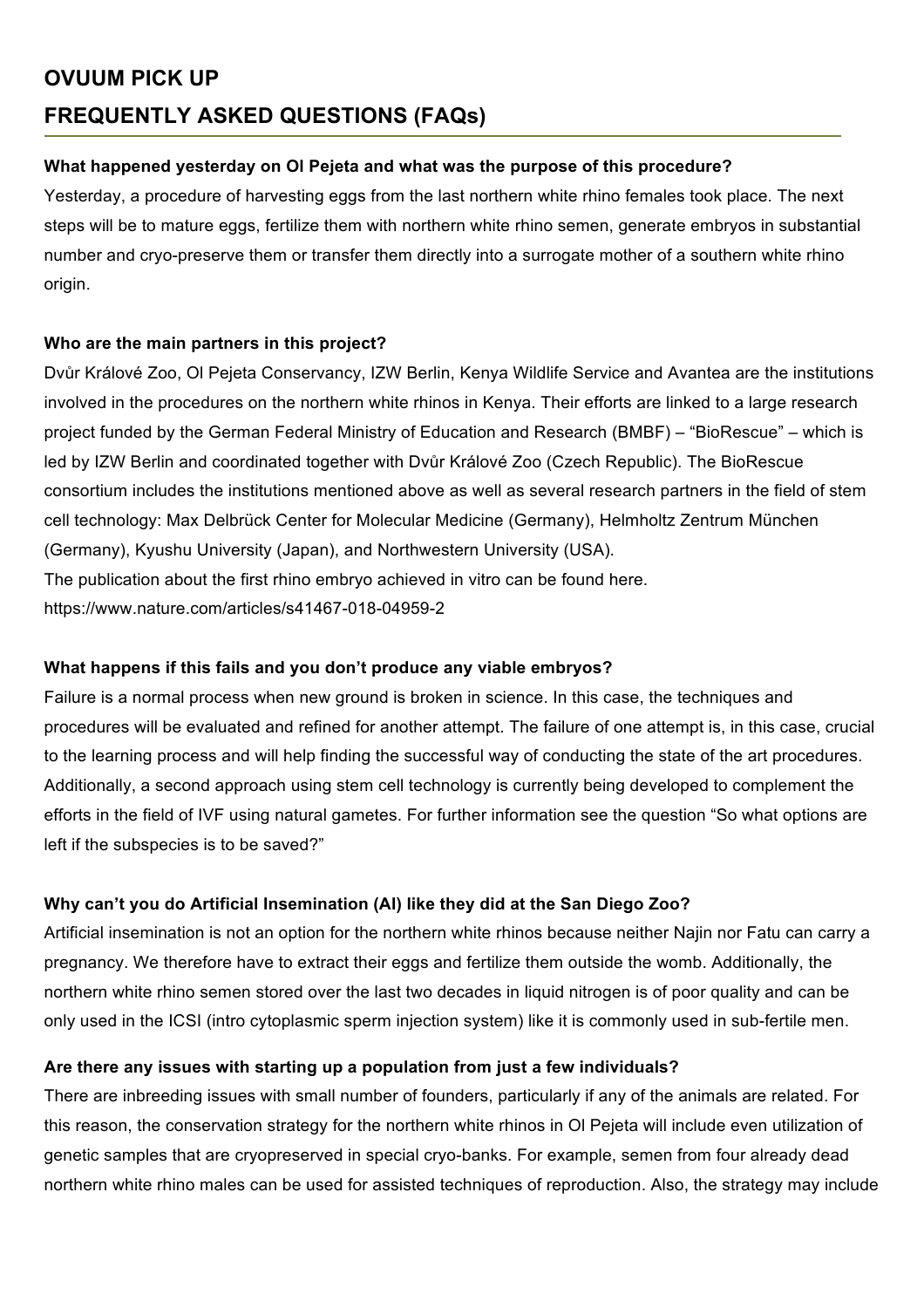## OVUUM PICK UP

## FREQUENTLY ASKED QUESTIONS (FAQs)

**What happened yesterday on Ol Pejeta and what was the purpose of this procedure?**

Yesterday, a procedure of harvesting eggs from the last northern white rhino females took place. The next steps will be to mature eggs, fertilize them with northern white rhino semen, generate embryos in substantial number and cryo-preserve them or transfer them directly into a surrogate mother of a southern white rhino origin.

**Who are the main partners in this project?**

Dvůr Králové Zoo, Ol Pejeta Conservancy, IZW Berlin, Kenya Wildlife Service and Avantea are the institutions involved in the procedures on the northern white rhinos in Kenya. Their efforts are linked to a large research project funded by the German Federal Ministry of Education and Research (BMBF) – "BioRescue" – which is led by IZW Berlin and coordinated together with Dvůr Králové Zoo (Czech Republic). The BioRescue consortium includes the institutions mentioned above as well as several research partners in the field of stem cell technology: Max Delbrück Center for Molecular Medicine (Germany), Helmholtz Zentrum München (Germany), Kyushu University (Japan), and Northwestern University (USA).

The publication about the first rhino embryo achieved in vitro can be found here.
https://www.nature.com/articles/s41467-018-04959-2

**What happens if this fails and you don't produce any viable embryos?**

Failure is a normal process when new ground is broken in science. In this case, the techniques and procedures will be evaluated and refined for another attempt. The failure of one attempt is, in this case, crucial to the learning process and will help finding the successful way of conducting the state of the art procedures. Additionally, a second approach using stem cell technology is currently being developed to complement the efforts in the field of IVF using natural gametes. For further information see the question "So what options are left if the subspecies is to be saved?"

**Why can't you do Artificial Insemination (AI) like they did at the San Diego Zoo?**

Artificial insemination is not an option for the northern white rhinos because neither Najin nor Fatu can carry a pregnancy. We therefore have to extract their eggs and fertilize them outside the womb. Additionally, the northern white rhino semen stored over the last two decades in liquid nitrogen is of poor quality and can be only used in the ICSI (intro cytoplasmic sperm injection system) like it is commonly used in sub-fertile men.

**Are there any issues with starting up a population from just a few individuals?**

There are inbreeding issues with small number of founders, particularly if any of the animals are related. For this reason, the conservation strategy for the northern white rhinos in Ol Pejeta will include even utilization of genetic samples that are cryopreserved in special cryo-banks. For example, semen from four already dead northern white rhino males can be used for assisted techniques of reproduction. Also, the strategy may include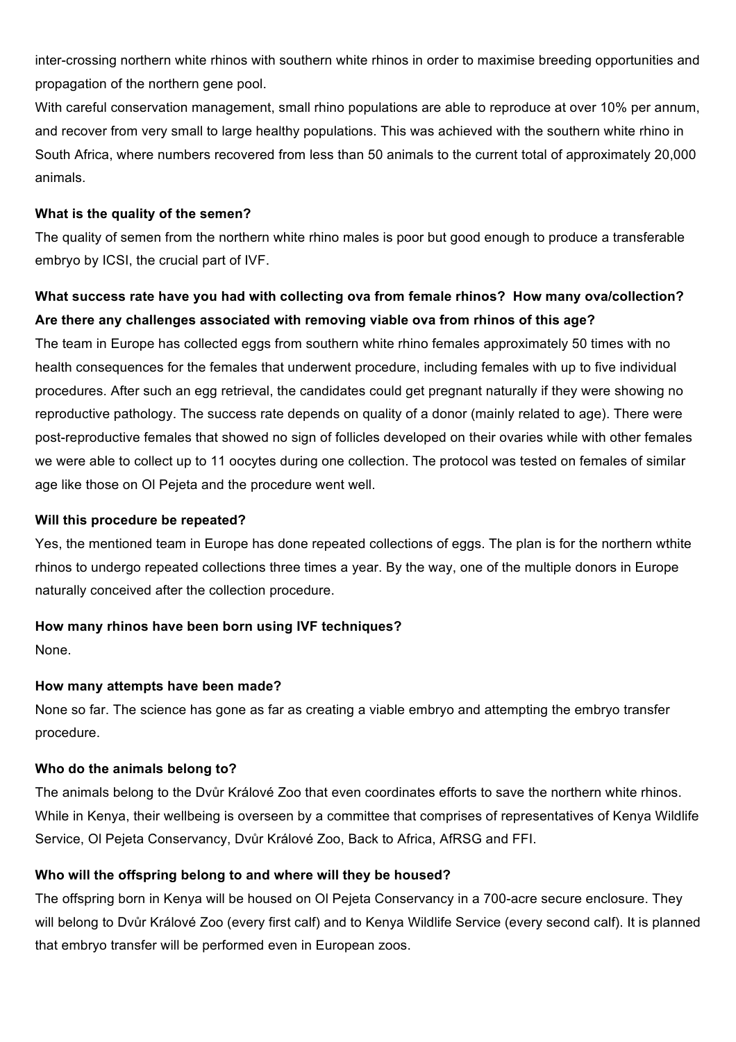inter-crossing northern white rhinos with southern white rhinos in order to maximise breeding opportunities and propagation of the northern gene pool.

With careful conservation management, small rhino populations are able to reproduce at over 10% per annum, and recover from very small to large healthy populations. This was achieved with the southern white rhino in South Africa, where numbers recovered from less than 50 animals to the current total of approximately 20,000 animals.

**What is the quality of the semen?**

The quality of semen from the northern white rhino males is poor but good enough to produce a transferable embryo by ICSI, the crucial part of IVF.

**What success rate have you had with collecting ova from female rhinos? How many ova/collection? Are there any challenges associated with removing viable ova from rhinos of this age?**

The team in Europe has collected eggs from southern white rhino females approximately 50 times with no health consequences for the females that underwent procedure, including females with up to five individual procedures. After such an egg retrieval, the candidates could get pregnant naturally if they were showing no reproductive pathology. The success rate depends on quality of a donor (mainly related to age). There were post-reproductive females that showed no sign of follicles developed on their ovaries while with other females we were able to collect up to 11 oocytes during one collection. The protocol was tested on females of similar age like those on Ol Pejeta and the procedure went well.

**Will this procedure be repeated?**

Yes, the mentioned team in Europe has done repeated collections of eggs. The plan is for the northern wthite rhinos to undergo repeated collections three times a year. By the way, one of the multiple donors in Europe naturally conceived after the collection procedure.

**How many rhinos have been born using IVF techniques?**

None.

**How many attempts have been made?**

None so far. The science has gone as far as creating a viable embryo and attempting the embryo transfer procedure.

**Who do the animals belong to?**

The animals belong to the Dvůr Králové Zoo that even coordinates efforts to save the northern white rhinos. While in Kenya, their wellbeing is overseen by a committee that comprises of representatives of Kenya Wildlife Service, Ol Pejeta Conservancy, Dvůr Králové Zoo, Back to Africa, AfRSG and FFI.

**Who will the offspring belong to and where will they be housed?**

The offspring born in Kenya will be housed on Ol Pejeta Conservancy in a 700-acre secure enclosure. They will belong to Dvůr Králové Zoo (every first calf) and to Kenya Wildlife Service (every second calf). It is planned that embryo transfer will be performed even in European zoos.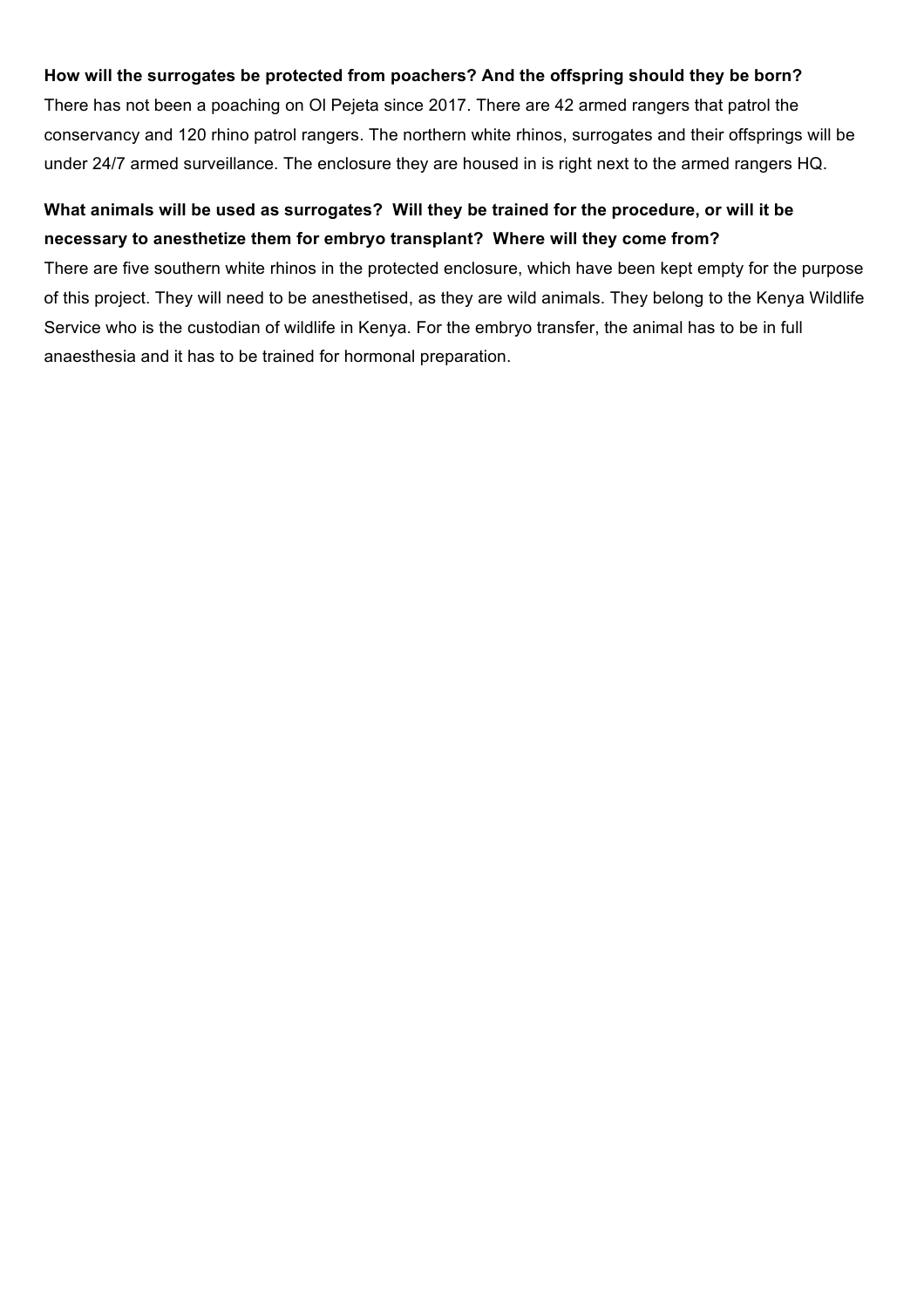**How will the surrogates be protected from poachers? And the offspring should they be born?**

There has not been a poaching on Ol Pejeta since 2017. There are 42 armed rangers that patrol the conservancy and 120 rhino patrol rangers. The northern white rhinos, surrogates and their offsprings will be under 24/7 armed surveillance. The enclosure they are housed in is right next to the armed rangers HQ.

**What animals will be used as surrogates? Will they be trained for the procedure, or will it be necessary to anesthetize them for embryo transplant? Where will they come from?**

There are five southern white rhinos in the protected enclosure, which have been kept empty for the purpose of this project. They will need to be anesthetised, as they are wild animals. They belong to the Kenya Wildlife Service who is the custodian of wildlife in Kenya. For the embryo transfer, the animal has to be in full anaesthesia and it has to be trained for hormonal preparation.